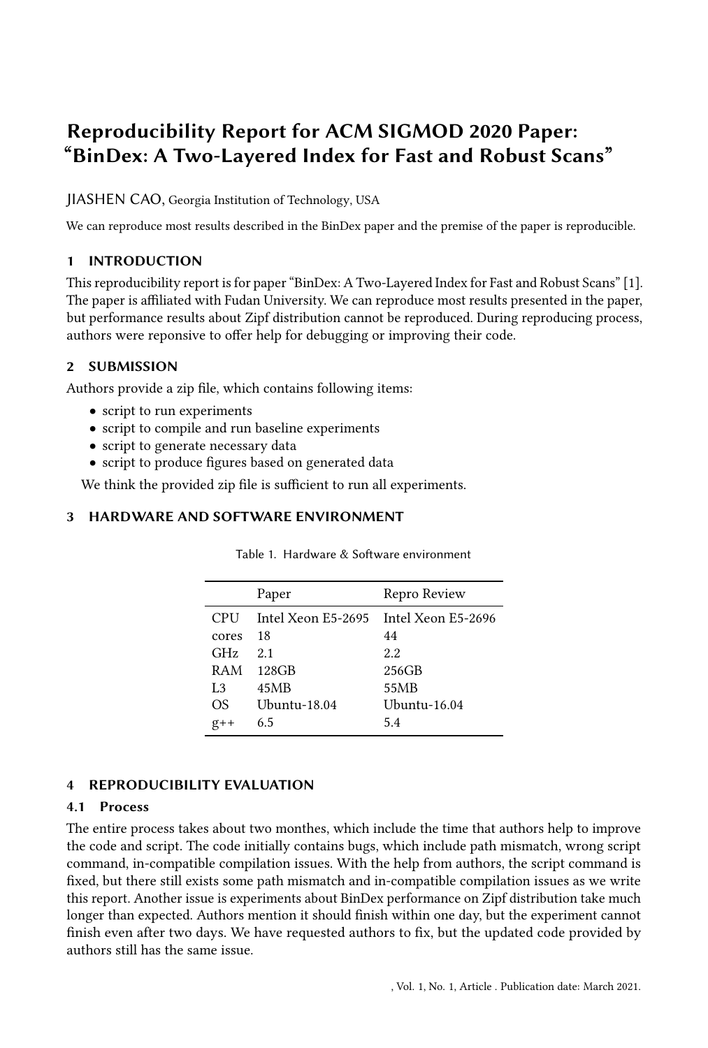# Reproducibility Report for ACM SIGMOD 2020 Paper: "BinDex: A Two-Layered Index for Fast and Robust Scans"

JIASHEN CAO, Georgia Institution of Technology, USA

We can reproduce most results described in the BinDex paper and the premise of the paper is reproducible.

## 1 INTRODUCTION

This reproducibility report is for paper "BinDex: A Two-Layered Index for Fast and Robust Scans" [1]. The paper is affiliated with Fudan University. We can reproduce most results presented in the paper, but performance results about Zipf distribution cannot be reproduced. During reproducing process, authors were reponsive to offer help for debugging or improving their code.

## 2 SUBMISSION

Authors provide a zip file, which contains following items:

- script to run experiments
- script to compile and run baseline experiments
- script to generate necessary data
- script to produce figures based on generated data

We think the provided zip file is sufficient to run all experiments.

## 3 HARDWARE AND SOFTWARE ENVIRONMENT

Table 1. Hardware & Software environment

| | Paper | Repro Review |
|---|---|---|
| CPU | Intel Xeon E5-2695 | Intel Xeon E5-2696 |
| cores | 18 | 44 |
| GHz | 2.1 | 2.2 |
| RAM | 128GB | 256GB |
| L3 | 45MB | 55MB |
| OS | Ubuntu-18.04 | Ubuntu-16.04 |
| g++ | 6.5 | 5.4 |

## 4 REPRODUCIBILITY EVALUATION

### 4.1 Process

The entire process takes about two monthes, which include the time that authors help to improve the code and script. The code initially contains bugs, which include path mismatch, wrong script command, in-compatible compilation issues. With the help from authors, the script command is fixed, but there still exists some path mismatch and in-compatible compilation issues as we write this report. Another issue is experiments about BinDex performance on Zipf distribution take much longer than expected. Authors mention it should finish within one day, but the experiment cannot finish even after two days. We have requested authors to fix, but the updated code provided by authors still has the same issue.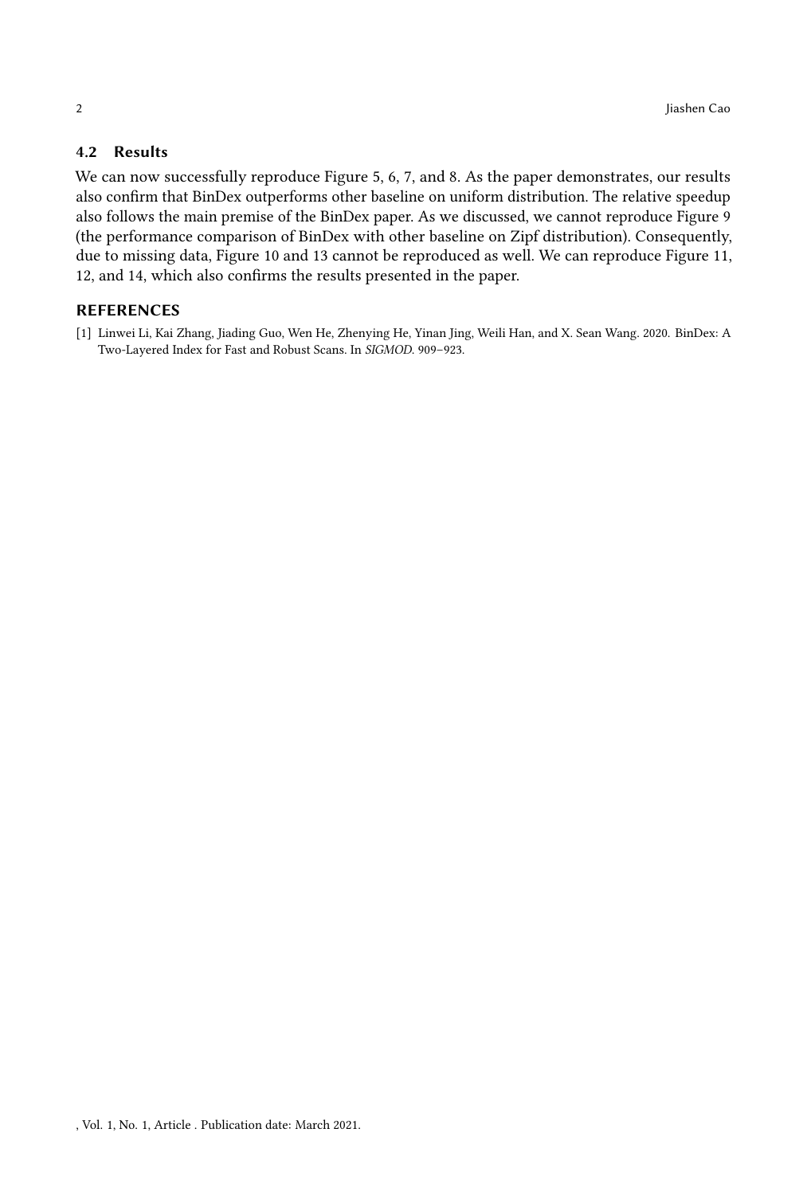### 4.2 Results

We can now successfully reproduce Figure 5, 6, 7, and 8. As the paper demonstrates, our results also confirm that BinDex outperforms other baseline on uniform distribution. The relative speedup also follows the main premise of the BinDex paper. As we discussed, we cannot reproduce Figure 9 (the performance comparison of BinDex with other baseline on Zipf distribution). Consequently, due to missing data, Figure 10 and 13 cannot be reproduced as well. We can reproduce Figure 11, 12, and 14, which also confirms the results presented in the paper.

## REFERENCES

[1] Linwei Li, Kai Zhang, Jiading Guo, Wen He, Zhenying He, Yinan Jing, Weili Han, and X. Sean Wang. 2020. BinDex: A Two-Layered Index for Fast and Robust Scans. In *SIGMOD*. 909–923.